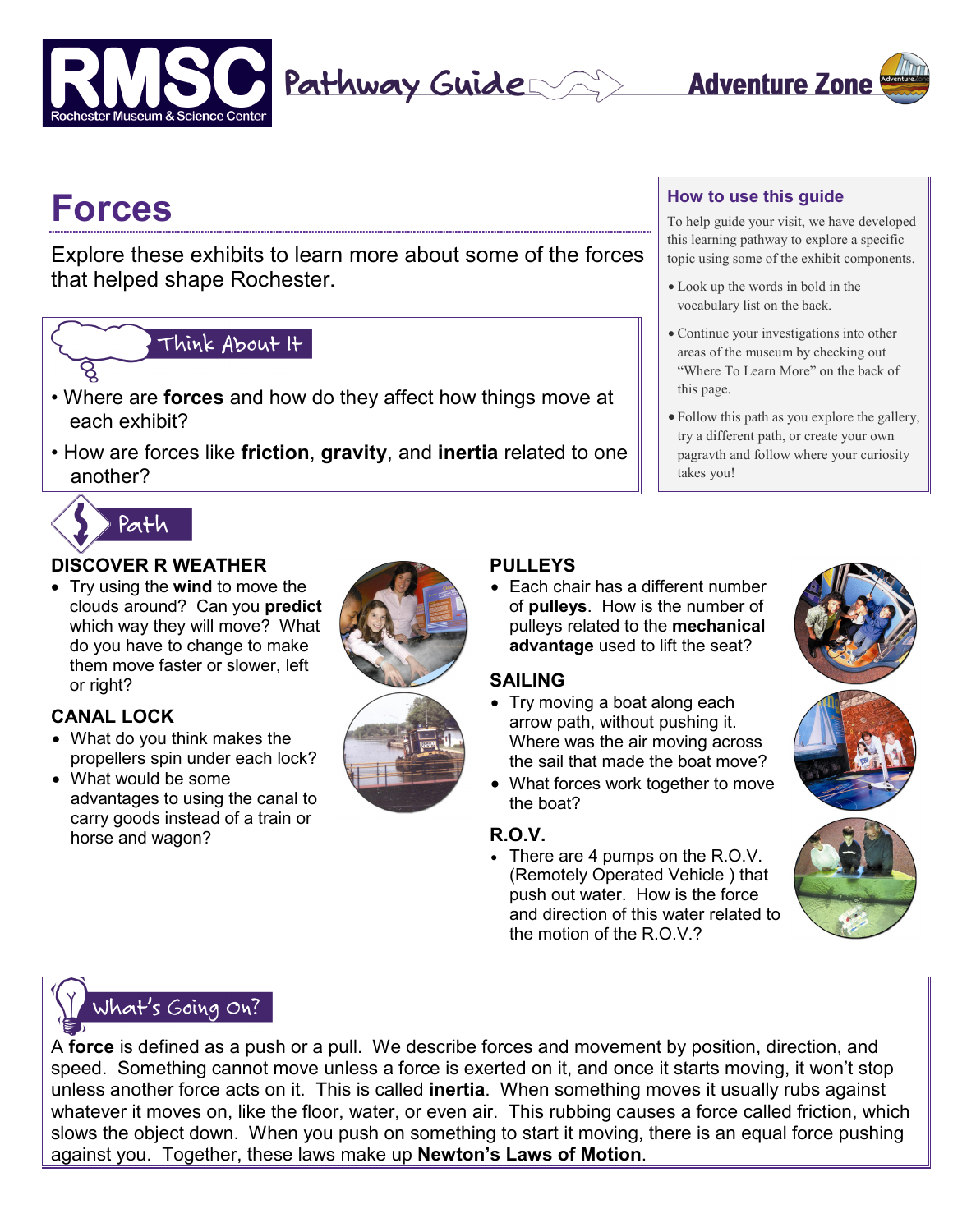RMSC Rochester Museum & Science Center — Pathway Guide — Adventure Zone

# Forces

Explore these exhibits to learn more about some of the forces that helped shape Rochester.

## Think About It

- Where are **forces** and how do they affect how things move at each exhibit?
- How are forces like **friction**, **gravity**, and **inertia** related to one another?

## How to use this guide

To help guide your visit, we have developed this learning pathway to explore a specific topic using some of the exhibit components.

- Look up the words in bold in the vocabulary list on the back.
- Continue your investigations into other areas of the museum by checking out "Where To Learn More" on the back of this page.
- Follow this path as you explore the gallery, try a different path, or create your own pagravth and follow where your curiosity takes you!

## Path

### DISCOVER R WEATHER

- Try using the **wind** to move the clouds around? Can you **predict** which way they will move? What do you have to change to make them move faster or slower, left or right?

### CANAL LOCK

- What do you think makes the propellers spin under each lock?
- What would be some advantages to using the canal to carry goods instead of a train or horse and wagon?

### PULLEYS

- Each chair has a different number of **pulleys**. How is the number of pulleys related to the **mechanical advantage** used to lift the seat?

### SAILING

- Try moving a boat along each arrow path, without pushing it. Where was the air moving across the sail that made the boat move?
- What forces work together to move the boat?

### R.O.V.

- There are 4 pumps on the R.O.V. (Remotely Operated Vehicle ) that push out water. How is the force and direction of this water related to the motion of the R.O.V.?

## What's Going On?

A **force** is defined as a push or a pull. We describe forces and movement by position, direction, and speed. Something cannot move unless a force is exerted on it, and once it starts moving, it won't stop unless another force acts on it. This is called **inertia**. When something moves it usually rubs against whatever it moves on, like the floor, water, or even air. This rubbing causes a force called friction, which slows the object down. When you push on something to start it moving, there is an equal force pushing against you. Together, these laws make up **Newton's Laws of Motion**.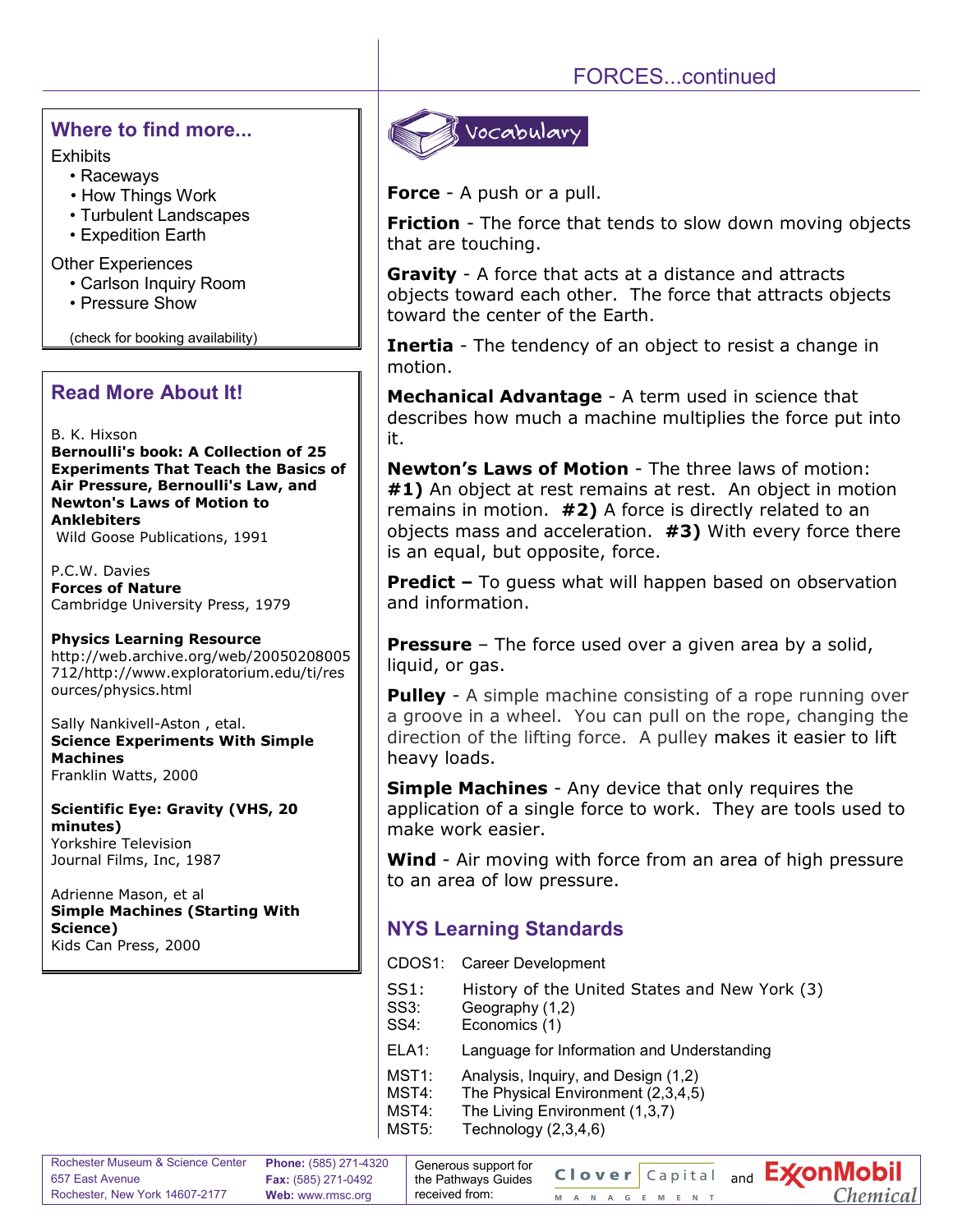# FORCES...continued

## Where to find more...

Exhibits

- Raceways
- How Things Work
- Turbulent Landscapes
- Expedition Earth

Other Experiences

- Carlson Inquiry Room
- Pressure Show

(check for booking availability)

## Read More About It!

B. K. Hixson
**Bernoulli's book: A Collection of 25 Experiments That Teach the Basics of Air Pressure, Bernoulli's Law, and Newton's Laws of Motion to Anklebiters**
Wild Goose Publications, 1991

P.C.W. Davies
**Forces of Nature**
Cambridge University Press, 1979

**Physics Learning Resource**
http://web.archive.org/web/20050208005712/http://www.exploratorium.edu/ti/resources/physics.html

Sally Nankivell-Aston , etal.
**Science Experiments With Simple Machines**
Franklin Watts, 2000

**Scientific Eye: Gravity (VHS, 20 minutes)**
Yorkshire Television
Journal Films, Inc, 1987

Adrienne Mason, et al
**Simple Machines (Starting With Science)**
Kids Can Press, 2000

## Vocabulary

**Force** - A push or a pull.

**Friction** - The force that tends to slow down moving objects that are touching.

**Gravity** - A force that acts at a distance and attracts objects toward each other. The force that attracts objects toward the center of the Earth.

**Inertia** - The tendency of an object to resist a change in motion.

**Mechanical Advantage** - A term used in science that describes how much a machine multiplies the force put into it.

**Newton's Laws of Motion** - The three laws of motion: **#1)** An object at rest remains at rest. An object in motion remains in motion. **#2)** A force is directly related to an objects mass and acceleration. **#3)** With every force there is an equal, but opposite, force.

**Predict –** To guess what will happen based on observation and information.

**Pressure** – The force used over a given area by a solid, liquid, or gas.

**Pulley** - A simple machine consisting of a rope running over a groove in a wheel. You can pull on the rope, changing the direction of the lifting force. A pulley makes it easier to lift heavy loads.

**Simple Machines** - Any device that only requires the application of a single force to work. They are tools used to make work easier.

**Wind** - Air moving with force from an area of high pressure to an area of low pressure.

## NYS Learning Standards

| | |
|---|---|
| CDOS1: | Career Development |
| SS1: | History of the United States and New York (3) |
| SS3: | Geography (1,2) |
| SS4: | Economics (1) |
| ELA1: | Language for Information and Understanding |
| MST1: | Analysis, Inquiry, and Design (1,2) |
| MST4: | The Physical Environment (2,3,4,5) |
| MST4: | The Living Environment (1,3,7) |
| MST5: | Technology (2,3,4,6) |

Rochester Museum & Science Center
657 East Avenue
Rochester, New York 14607-2177

**Phone:** (585) 271-4320
**Fax:** (585) 271-0492
**Web:** www.rmsc.org

Generous support for the Pathways Guides received from: Clover Capital Management and ExxonMobil Chemical